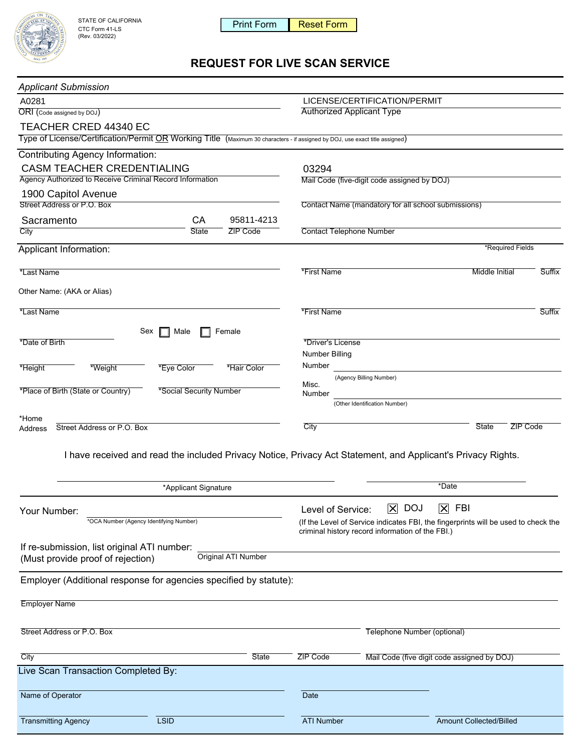STATE OF CALIFORNIA
CTC Form 41-LS
(Rev. 03/2022)

Print Form | Reset Form

# REQUEST FOR LIVE SCAN SERVICE

*Applicant Submission*

A0281
ORI (Code assigned by DOJ)

LICENSE/CERTIFICATION/PERMIT
Authorized Applicant Type

TEACHER CRED 44340 EC
Type of License/Certification/Permit OR Working Title (Maximum 30 characters - if assigned by DOJ, use exact title assigned)

Contributing Agency Information:

CASM TEACHER CREDENTIALING
Agency Authorized to Receive Criminal Record Information

03294
Mail Code (five-digit code assigned by DOJ)

1900 Capitol Avenue
Street Address or P.O. Box

Contact Name (mandatory for all school submissions)

Sacramento | CA | 95811-4213
City | State | ZIP Code

Contact Telephone Number

Applicant Information: *Required Fields

*Last Name | *First Name | Middle Initial | Suffix

Other Name: (AKA or Alias)

*Last Name | *First Name | Suffix

*Date of Birth | Sex ☐ Male ☐ Female | *Driver's License

*Height | *Weight | *Eye Color | *Hair Color

Number Billing Number (Agency Billing Number)

*Place of Birth (State or Country) | *Social Security Number

Misc. Number (Other Identification Number)

*Home Address: Street Address or P.O. Box | City | State | ZIP Code

I have received and read the included Privacy Notice, Privacy Act Statement, and Applicant's Privacy Rights.

*Applicant Signature | *Date

Your Number: *OCA Number (Agency Identifying Number)

Level of Service: ☒ DOJ ☒ FBI
(If the Level of Service indicates FBI, the fingerprints will be used to check the criminal history record information of the FBI.)

If re-submission, list original ATI number: (Must provide proof of rejection)
Original ATI Number

Employer (Additional response for agencies specified by statute):

Employer Name

Street Address or P.O. Box | Telephone Number (optional)

City | State | ZIP Code | Mail Code (five digit code assigned by DOJ)

Live Scan Transaction Completed By:

Name of Operator | Date

Transmitting Agency | LSID | ATI Number | Amount Collected/Billed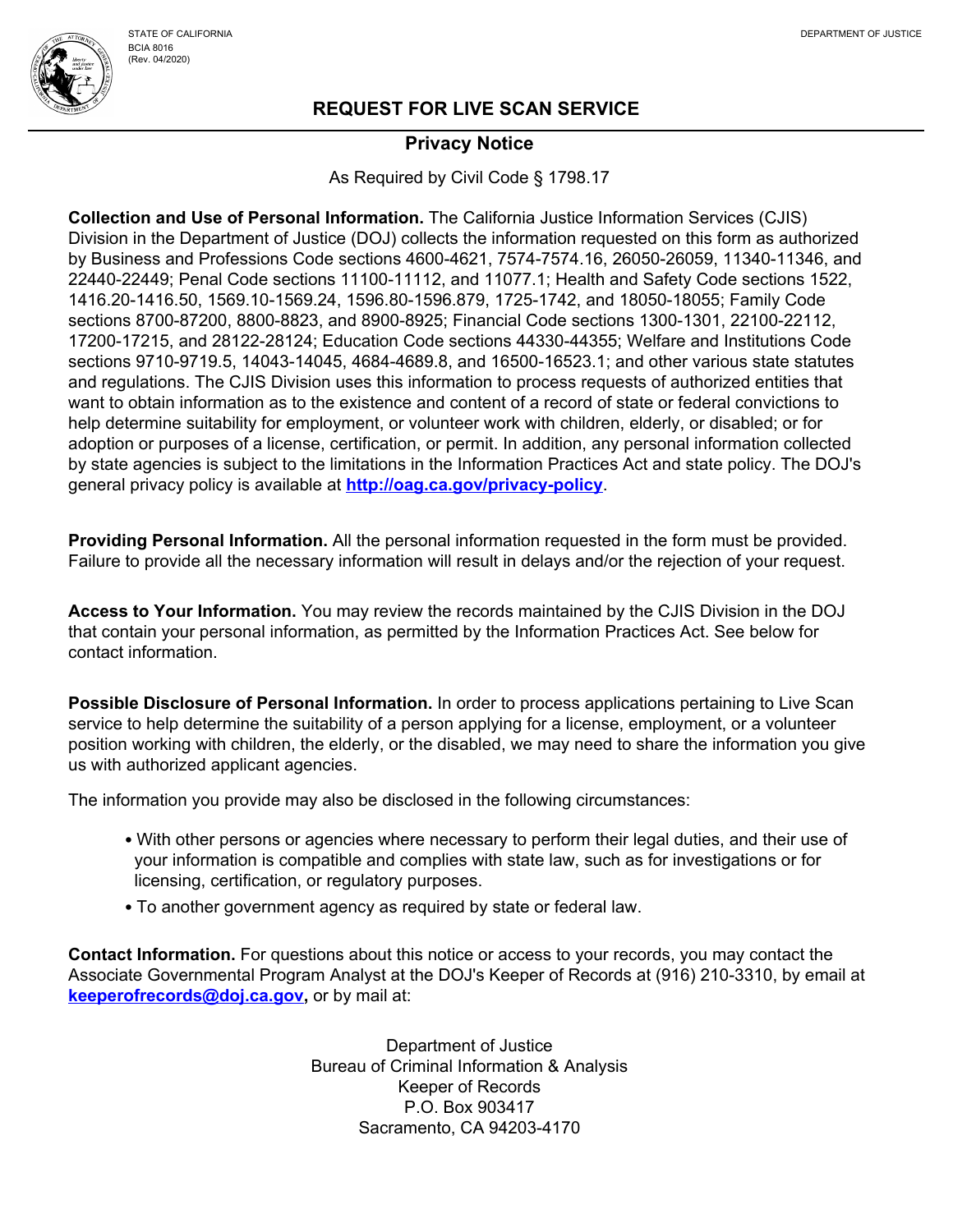STATE OF CALIFORNIA
BCIA 8016
(Rev. 04/2020)

DEPARTMENT OF JUSTICE

# REQUEST FOR LIVE SCAN SERVICE

## Privacy Notice

As Required by Civil Code § 1798.17

**Collection and Use of Personal Information.** The California Justice Information Services (CJIS) Division in the Department of Justice (DOJ) collects the information requested on this form as authorized by Business and Professions Code sections 4600-4621, 7574-7574.16, 26050-26059, 11340-11346, and 22440-22449; Penal Code sections 11100-11112, and 11077.1; Health and Safety Code sections 1522, 1416.20-1416.50, 1569.10-1569.24, 1596.80-1596.879, 1725-1742, and 18050-18055; Family Code sections 8700-87200, 8800-8823, and 8900-8925; Financial Code sections 1300-1301, 22100-22112, 17200-17215, and 28122-28124; Education Code sections 44330-44355; Welfare and Institutions Code sections 9710-9719.5, 14043-14045, 4684-4689.8, and 16500-16523.1; and other various state statutes and regulations. The CJIS Division uses this information to process requests of authorized entities that want to obtain information as to the existence and content of a record of state or federal convictions to help determine suitability for employment, or volunteer work with children, elderly, or disabled; or for adoption or purposes of a license, certification, or permit. In addition, any personal information collected by state agencies is subject to the limitations in the Information Practices Act and state policy. The DOJ's general privacy policy is available at **http://oag.ca.gov/privacy-policy**.

**Providing Personal Information.** All the personal information requested in the form must be provided. Failure to provide all the necessary information will result in delays and/or the rejection of your request.

**Access to Your Information.** You may review the records maintained by the CJIS Division in the DOJ that contain your personal information, as permitted by the Information Practices Act. See below for contact information.

**Possible Disclosure of Personal Information.** In order to process applications pertaining to Live Scan service to help determine the suitability of a person applying for a license, employment, or a volunteer position working with children, the elderly, or the disabled, we may need to share the information you give us with authorized applicant agencies.

The information you provide may also be disclosed in the following circumstances:

- With other persons or agencies where necessary to perform their legal duties, and their use of your information is compatible and complies with state law, such as for investigations or for licensing, certification, or regulatory purposes.
- To another government agency as required by state or federal law.

**Contact Information.** For questions about this notice or access to your records, you may contact the Associate Governmental Program Analyst at the DOJ's Keeper of Records at (916) 210-3310, by email at **keeperofrecords@doj.ca.gov,** or by mail at:

Department of Justice
Bureau of Criminal Information & Analysis
Keeper of Records
P.O. Box 903417
Sacramento, CA 94203-4170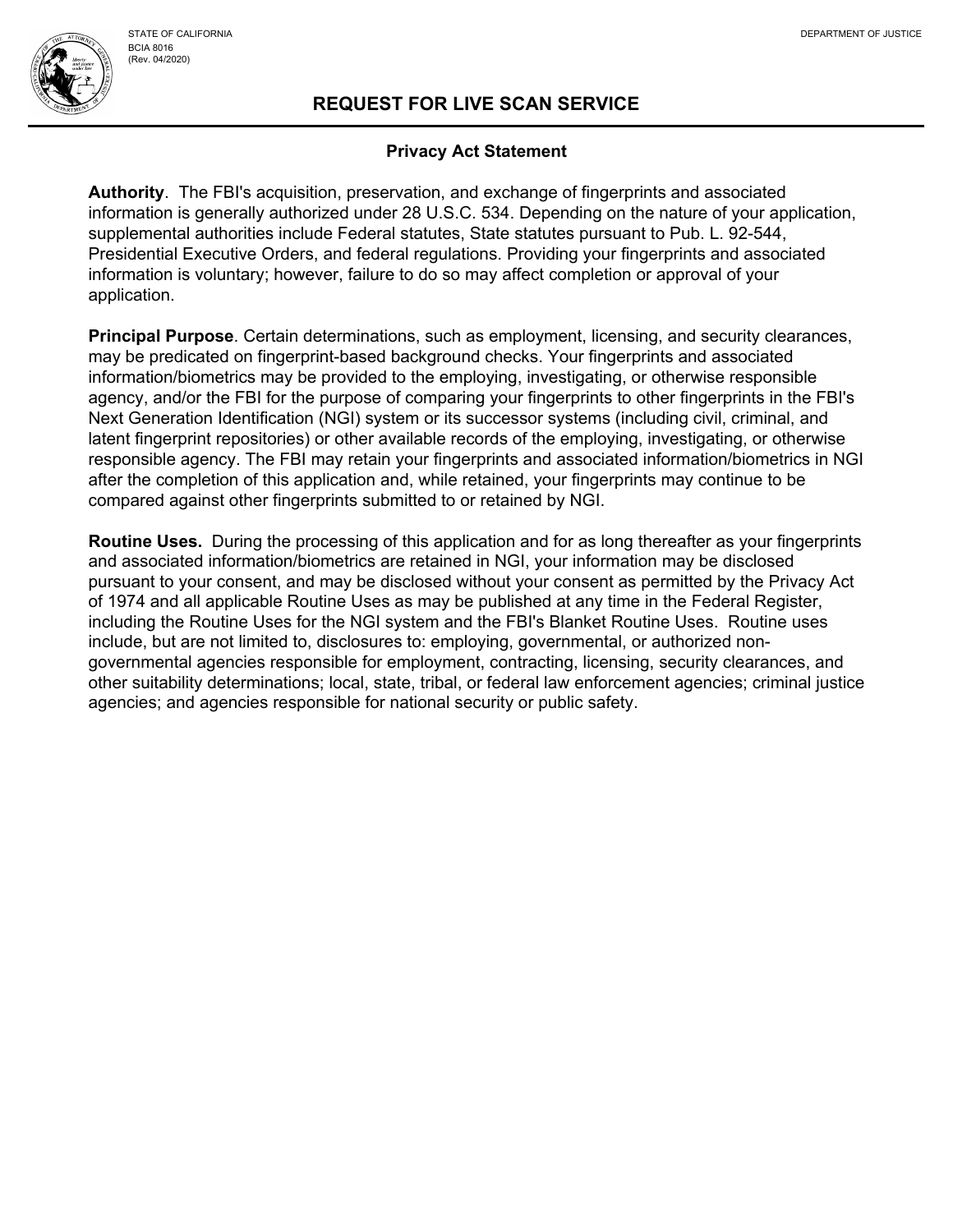STATE OF CALIFORNIA
BCIA 8016
(Rev. 04/2020)

DEPARTMENT OF JUSTICE

# REQUEST FOR LIVE SCAN SERVICE

## Privacy Act Statement

**Authority**. The FBI's acquisition, preservation, and exchange of fingerprints and associated information is generally authorized under 28 U.S.C. 534. Depending on the nature of your application, supplemental authorities include Federal statutes, State statutes pursuant to Pub. L. 92-544, Presidential Executive Orders, and federal regulations. Providing your fingerprints and associated information is voluntary; however, failure to do so may affect completion or approval of your application.

**Principal Purpose**. Certain determinations, such as employment, licensing, and security clearances, may be predicated on fingerprint-based background checks. Your fingerprints and associated information/biometrics may be provided to the employing, investigating, or otherwise responsible agency, and/or the FBI for the purpose of comparing your fingerprints to other fingerprints in the FBI's Next Generation Identification (NGI) system or its successor systems (including civil, criminal, and latent fingerprint repositories) or other available records of the employing, investigating, or otherwise responsible agency. The FBI may retain your fingerprints and associated information/biometrics in NGI after the completion of this application and, while retained, your fingerprints may continue to be compared against other fingerprints submitted to or retained by NGI.

**Routine Uses.** During the processing of this application and for as long thereafter as your fingerprints and associated information/biometrics are retained in NGI, your information may be disclosed pursuant to your consent, and may be disclosed without your consent as permitted by the Privacy Act of 1974 and all applicable Routine Uses as may be published at any time in the Federal Register, including the Routine Uses for the NGI system and the FBI's Blanket Routine Uses. Routine uses include, but are not limited to, disclosures to: employing, governmental, or authorized non-governmental agencies responsible for employment, contracting, licensing, security clearances, and other suitability determinations; local, state, tribal, or federal law enforcement agencies; criminal justice agencies; and agencies responsible for national security or public safety.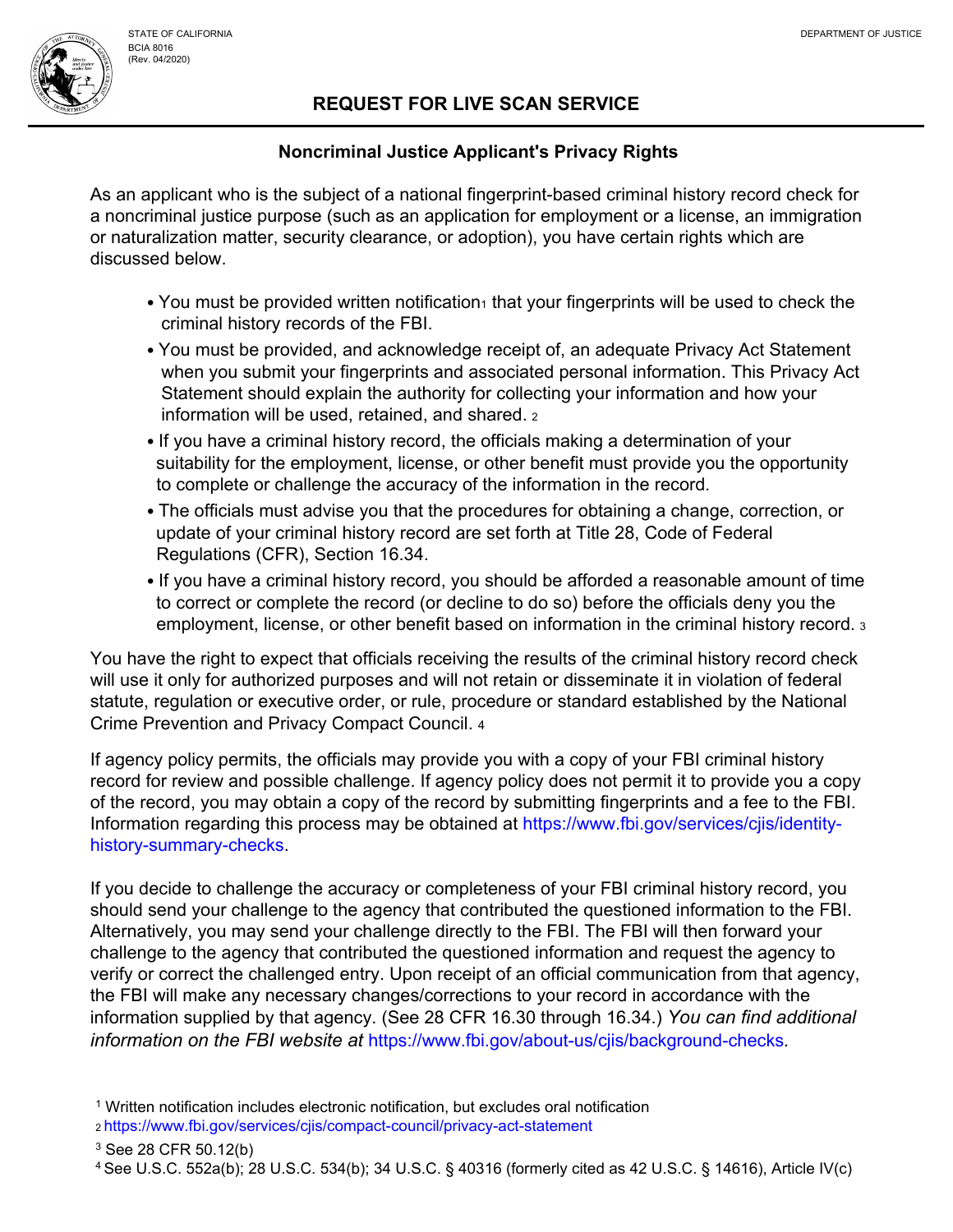STATE OF CALIFORNIA
BCIA 8016
(Rev. 04/2020)

DEPARTMENT OF JUSTICE

# REQUEST FOR LIVE SCAN SERVICE

## Noncriminal Justice Applicant's Privacy Rights

As an applicant who is the subject of a national fingerprint-based criminal history record check for a noncriminal justice purpose (such as an application for employment or a license, an immigration or naturalization matter, security clearance, or adoption), you have certain rights which are discussed below.

- You must be provided written notification[1] that your fingerprints will be used to check the criminal history records of the FBI.
- You must be provided, and acknowledge receipt of, an adequate Privacy Act Statement when you submit your fingerprints and associated personal information. This Privacy Act Statement should explain the authority for collecting your information and how your information will be used, retained, and shared. [2]
- If you have a criminal history record, the officials making a determination of your suitability for the employment, license, or other benefit must provide you the opportunity to complete or challenge the accuracy of the information in the record.
- The officials must advise you that the procedures for obtaining a change, correction, or update of your criminal history record are set forth at Title 28, Code of Federal Regulations (CFR), Section 16.34.
- If you have a criminal history record, you should be afforded a reasonable amount of time to correct or complete the record (or decline to do so) before the officials deny you the employment, license, or other benefit based on information in the criminal history record. [3]

You have the right to expect that officials receiving the results of the criminal history record check will use it only for authorized purposes and will not retain or disseminate it in violation of federal statute, regulation or executive order, or rule, procedure or standard established by the National Crime Prevention and Privacy Compact Council. [4]

If agency policy permits, the officials may provide you with a copy of your FBI criminal history record for review and possible challenge. If agency policy does not permit it to provide you a copy of the record, you may obtain a copy of the record by submitting fingerprints and a fee to the FBI. Information regarding this process may be obtained at https://www.fbi.gov/services/cjis/identity-history-summary-checks.

If you decide to challenge the accuracy or completeness of your FBI criminal history record, you should send your challenge to the agency that contributed the questioned information to the FBI. Alternatively, you may send your challenge directly to the FBI. The FBI will then forward your challenge to the agency that contributed the questioned information and request the agency to verify or correct the challenged entry. Upon receipt of an official communication from that agency, the FBI will make any necessary changes/corrections to your record in accordance with the information supplied by that agency. (See 28 CFR 16.30 through 16.34.) *You can find additional information on the FBI website at* https://www.fbi.gov/about-us/cjis/background-checks.

[1] Written notification includes electronic notification, but excludes oral notification

[2] https://www.fbi.gov/services/cjis/compact-council/privacy-act-statement

[3] See 28 CFR 50.12(b)

[4] See U.S.C. 552a(b); 28 U.S.C. 534(b); 34 U.S.C. § 40316 (formerly cited as 42 U.S.C. § 14616), Article IV(c)